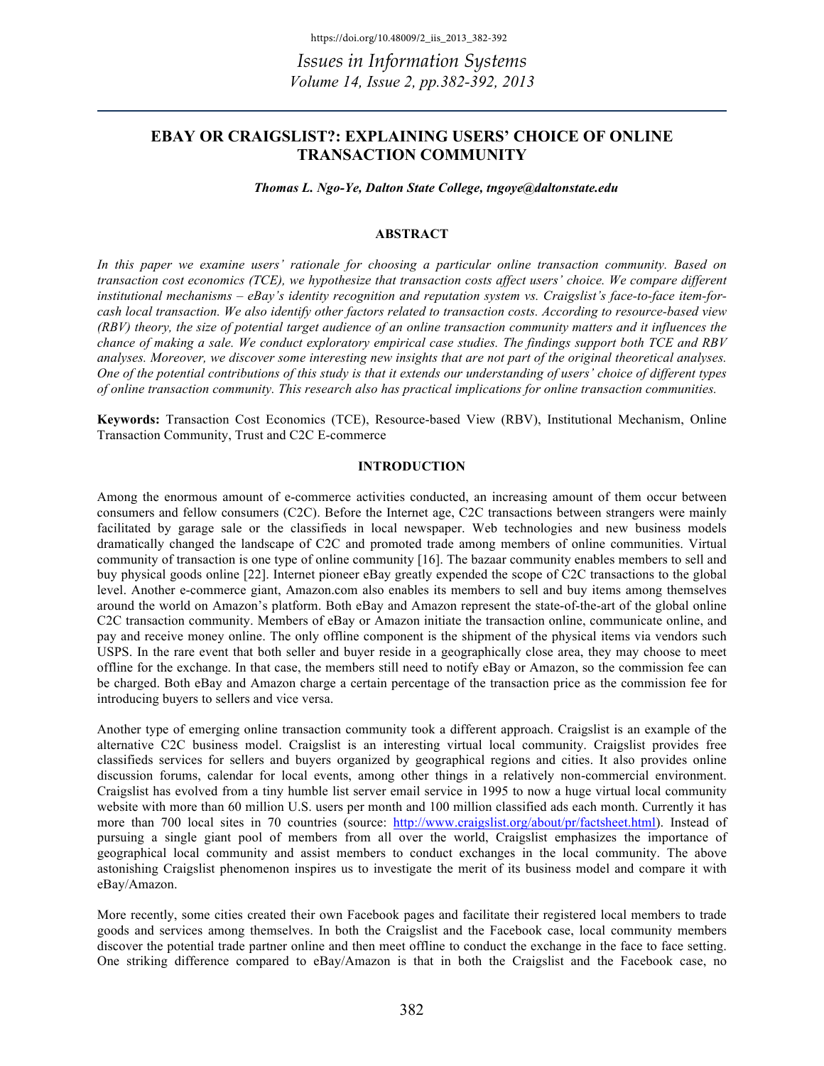# EBAY OR CRAIGSLIST?: EXPLAINING USERS' CHOICE OF ONLINE TRANSACTION COMMUNITY

***Thomas L. Ngo-Ye, Dalton State College, tngoye@daltonstate.edu***

## ABSTRACT

*In this paper we examine users' rationale for choosing a particular online transaction community. Based on transaction cost economics (TCE), we hypothesize that transaction costs affect users' choice. We compare different institutional mechanisms – eBay's identity recognition and reputation system vs. Craigslist's face-to-face item-for-cash local transaction. We also identify other factors related to transaction costs. According to resource-based view (RBV) theory, the size of potential target audience of an online transaction community matters and it influences the chance of making a sale. We conduct exploratory empirical case studies. The findings support both TCE and RBV analyses. Moreover, we discover some interesting new insights that are not part of the original theoretical analyses. One of the potential contributions of this study is that it extends our understanding of users' choice of different types of online transaction community. This research also has practical implications for online transaction communities.*

**Keywords:** Transaction Cost Economics (TCE), Resource-based View (RBV), Institutional Mechanism, Online Transaction Community, Trust and C2C E-commerce

## INTRODUCTION

Among the enormous amount of e-commerce activities conducted, an increasing amount of them occur between consumers and fellow consumers (C2C). Before the Internet age, C2C transactions between strangers were mainly facilitated by garage sale or the classifieds in local newspaper. Web technologies and new business models dramatically changed the landscape of C2C and promoted trade among members of online communities. Virtual community of transaction is one type of online community [16]. The bazaar community enables members to sell and buy physical goods online [22]. Internet pioneer eBay greatly expended the scope of C2C transactions to the global level. Another e-commerce giant, Amazon.com also enables its members to sell and buy items among themselves around the world on Amazon's platform. Both eBay and Amazon represent the state-of-the-art of the global online C2C transaction community. Members of eBay or Amazon initiate the transaction online, communicate online, and pay and receive money online. The only offline component is the shipment of the physical items via vendors such USPS. In the rare event that both seller and buyer reside in a geographically close area, they may choose to meet offline for the exchange. In that case, the members still need to notify eBay or Amazon, so the commission fee can be charged. Both eBay and Amazon charge a certain percentage of the transaction price as the commission fee for introducing buyers to sellers and vice versa.

Another type of emerging online transaction community took a different approach. Craigslist is an example of the alternative C2C business model. Craigslist is an interesting virtual local community. Craigslist provides free classifieds services for sellers and buyers organized by geographical regions and cities. It also provides online discussion forums, calendar for local events, among other things in a relatively non-commercial environment. Craigslist has evolved from a tiny humble list server email service in 1995 to now a huge virtual local community website with more than 60 million U.S. users per month and 100 million classified ads each month. Currently it has more than 700 local sites in 70 countries (source: http://www.craigslist.org/about/pr/factsheet.html). Instead of pursuing a single giant pool of members from all over the world, Craigslist emphasizes the importance of geographical local community and assist members to conduct exchanges in the local community. The above astonishing Craigslist phenomenon inspires us to investigate the merit of its business model and compare it with eBay/Amazon.

More recently, some cities created their own Facebook pages and facilitate their registered local members to trade goods and services among themselves. In both the Craigslist and the Facebook case, local community members discover the potential trade partner online and then meet offline to conduct the exchange in the face to face setting. One striking difference compared to eBay/Amazon is that in both the Craigslist and the Facebook case, no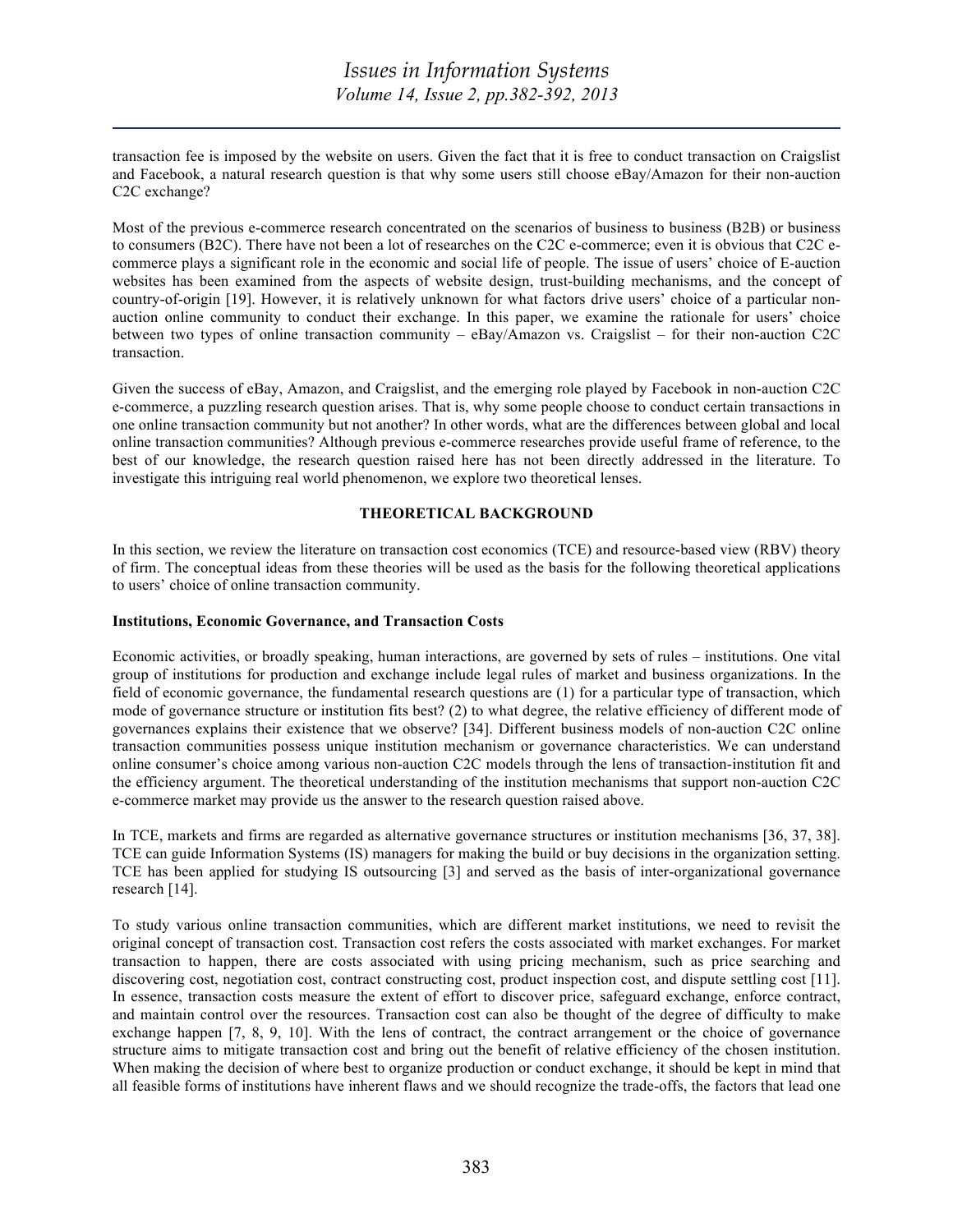transaction fee is imposed by the website on users. Given the fact that it is free to conduct transaction on Craigslist and Facebook, a natural research question is that why some users still choose eBay/Amazon for their non-auction C2C exchange?

Most of the previous e-commerce research concentrated on the scenarios of business to business (B2B) or business to consumers (B2C). There have not been a lot of researches on the C2C e-commerce; even it is obvious that C2C e-commerce plays a significant role in the economic and social life of people. The issue of users' choice of E-auction websites has been examined from the aspects of website design, trust-building mechanisms, and the concept of country-of-origin [19]. However, it is relatively unknown for what factors drive users' choice of a particular non-auction online community to conduct their exchange. In this paper, we examine the rationale for users' choice between two types of online transaction community – eBay/Amazon vs. Craigslist – for their non-auction C2C transaction.

Given the success of eBay, Amazon, and Craigslist, and the emerging role played by Facebook in non-auction C2C e-commerce, a puzzling research question arises. That is, why some people choose to conduct certain transactions in one online transaction community but not another? In other words, what are the differences between global and local online transaction communities? Although previous e-commerce researches provide useful frame of reference, to the best of our knowledge, the research question raised here has not been directly addressed in the literature. To investigate this intriguing real world phenomenon, we explore two theoretical lenses.

## THEORETICAL BACKGROUND

In this section, we review the literature on transaction cost economics (TCE) and resource-based view (RBV) theory of firm. The conceptual ideas from these theories will be used as the basis for the following theoretical applications to users' choice of online transaction community.

### Institutions, Economic Governance, and Transaction Costs

Economic activities, or broadly speaking, human interactions, are governed by sets of rules – institutions. One vital group of institutions for production and exchange include legal rules of market and business organizations. In the field of economic governance, the fundamental research questions are (1) for a particular type of transaction, which mode of governance structure or institution fits best? (2) to what degree, the relative efficiency of different mode of governances explains their existence that we observe? [34]. Different business models of non-auction C2C online transaction communities possess unique institution mechanism or governance characteristics. We can understand online consumer's choice among various non-auction C2C models through the lens of transaction-institution fit and the efficiency argument. The theoretical understanding of the institution mechanisms that support non-auction C2C e-commerce market may provide us the answer to the research question raised above.

In TCE, markets and firms are regarded as alternative governance structures or institution mechanisms [36, 37, 38]. TCE can guide Information Systems (IS) managers for making the build or buy decisions in the organization setting. TCE has been applied for studying IS outsourcing [3] and served as the basis of inter-organizational governance research [14].

To study various online transaction communities, which are different market institutions, we need to revisit the original concept of transaction cost. Transaction cost refers the costs associated with market exchanges. For market transaction to happen, there are costs associated with using pricing mechanism, such as price searching and discovering cost, negotiation cost, contract constructing cost, product inspection cost, and dispute settling cost [11]. In essence, transaction costs measure the extent of effort to discover price, safeguard exchange, enforce contract, and maintain control over the resources. Transaction cost can also be thought of the degree of difficulty to make exchange happen [7, 8, 9, 10]. With the lens of contract, the contract arrangement or the choice of governance structure aims to mitigate transaction cost and bring out the benefit of relative efficiency of the chosen institution. When making the decision of where best to organize production or conduct exchange, it should be kept in mind that all feasible forms of institutions have inherent flaws and we should recognize the trade-offs, the factors that lead one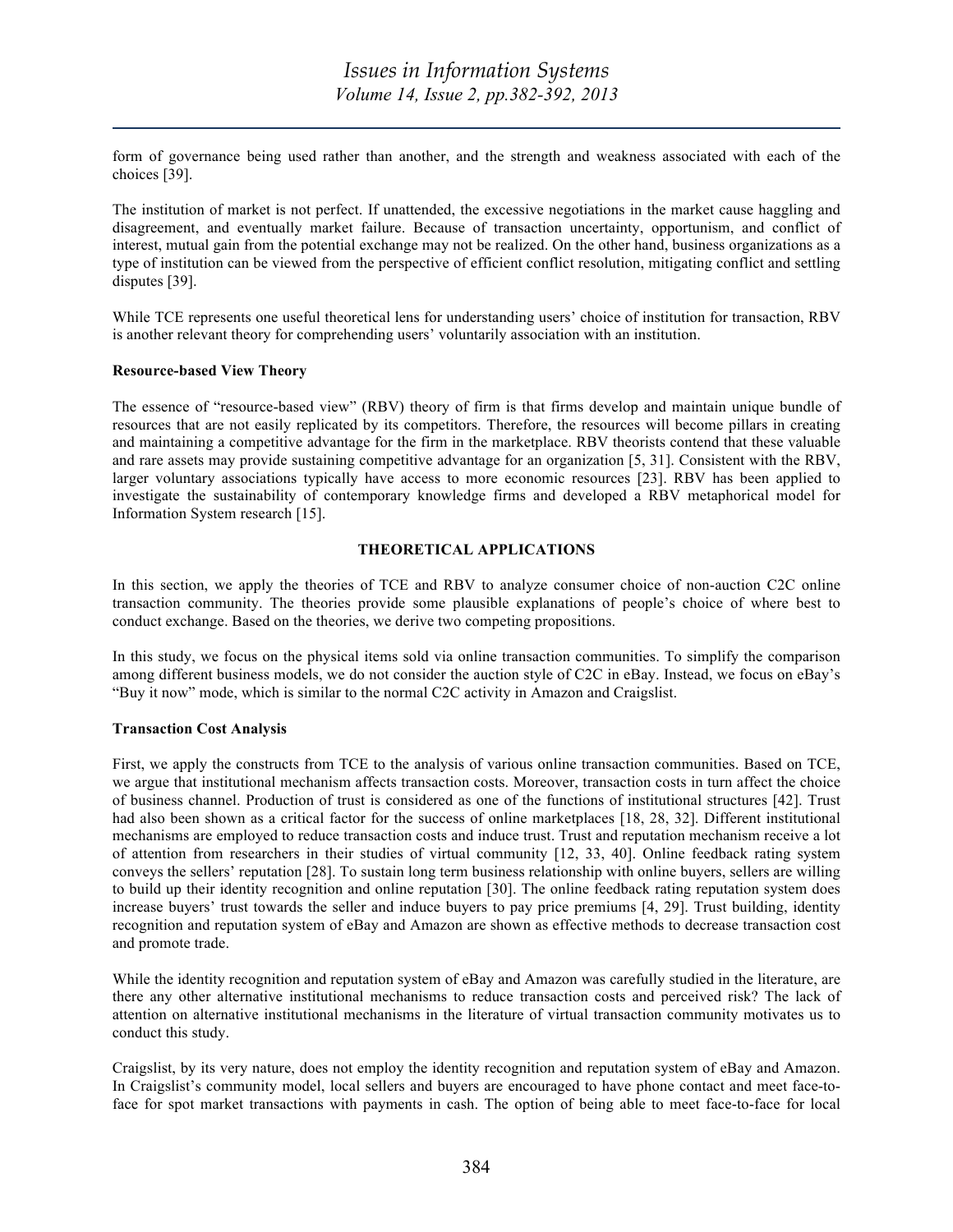form of governance being used rather than another, and the strength and weakness associated with each of the choices [39].

The institution of market is not perfect. If unattended, the excessive negotiations in the market cause haggling and disagreement, and eventually market failure. Because of transaction uncertainty, opportunism, and conflict of interest, mutual gain from the potential exchange may not be realized. On the other hand, business organizations as a type of institution can be viewed from the perspective of efficient conflict resolution, mitigating conflict and settling disputes [39].

While TCE represents one useful theoretical lens for understanding users' choice of institution for transaction, RBV is another relevant theory for comprehending users' voluntarily association with an institution.

**Resource-based View Theory**

The essence of "resource-based view" (RBV) theory of firm is that firms develop and maintain unique bundle of resources that are not easily replicated by its competitors. Therefore, the resources will become pillars in creating and maintaining a competitive advantage for the firm in the marketplace. RBV theorists contend that these valuable and rare assets may provide sustaining competitive advantage for an organization [5, 31]. Consistent with the RBV, larger voluntary associations typically have access to more economic resources [23]. RBV has been applied to investigate the sustainability of contemporary knowledge firms and developed a RBV metaphorical model for Information System research [15].

## THEORETICAL APPLICATIONS

In this section, we apply the theories of TCE and RBV to analyze consumer choice of non-auction C2C online transaction community. The theories provide some plausible explanations of people's choice of where best to conduct exchange. Based on the theories, we derive two competing propositions.

In this study, we focus on the physical items sold via online transaction communities. To simplify the comparison among different business models, we do not consider the auction style of C2C in eBay. Instead, we focus on eBay's "Buy it now" mode, which is similar to the normal C2C activity in Amazon and Craigslist.

**Transaction Cost Analysis**

First, we apply the constructs from TCE to the analysis of various online transaction communities. Based on TCE, we argue that institutional mechanism affects transaction costs. Moreover, transaction costs in turn affect the choice of business channel. Production of trust is considered as one of the functions of institutional structures [42]. Trust had also been shown as a critical factor for the success of online marketplaces [18, 28, 32]. Different institutional mechanisms are employed to reduce transaction costs and induce trust. Trust and reputation mechanism receive a lot of attention from researchers in their studies of virtual community [12, 33, 40]. Online feedback rating system conveys the sellers' reputation [28]. To sustain long term business relationship with online buyers, sellers are willing to build up their identity recognition and online reputation [30]. The online feedback rating reputation system does increase buyers' trust towards the seller and induce buyers to pay price premiums [4, 29]. Trust building, identity recognition and reputation system of eBay and Amazon are shown as effective methods to decrease transaction cost and promote trade.

While the identity recognition and reputation system of eBay and Amazon was carefully studied in the literature, are there any other alternative institutional mechanisms to reduce transaction costs and perceived risk? The lack of attention on alternative institutional mechanisms in the literature of virtual transaction community motivates us to conduct this study.

Craigslist, by its very nature, does not employ the identity recognition and reputation system of eBay and Amazon. In Craigslist's community model, local sellers and buyers are encouraged to have phone contact and meet face-to-face for spot market transactions with payments in cash. The option of being able to meet face-to-face for local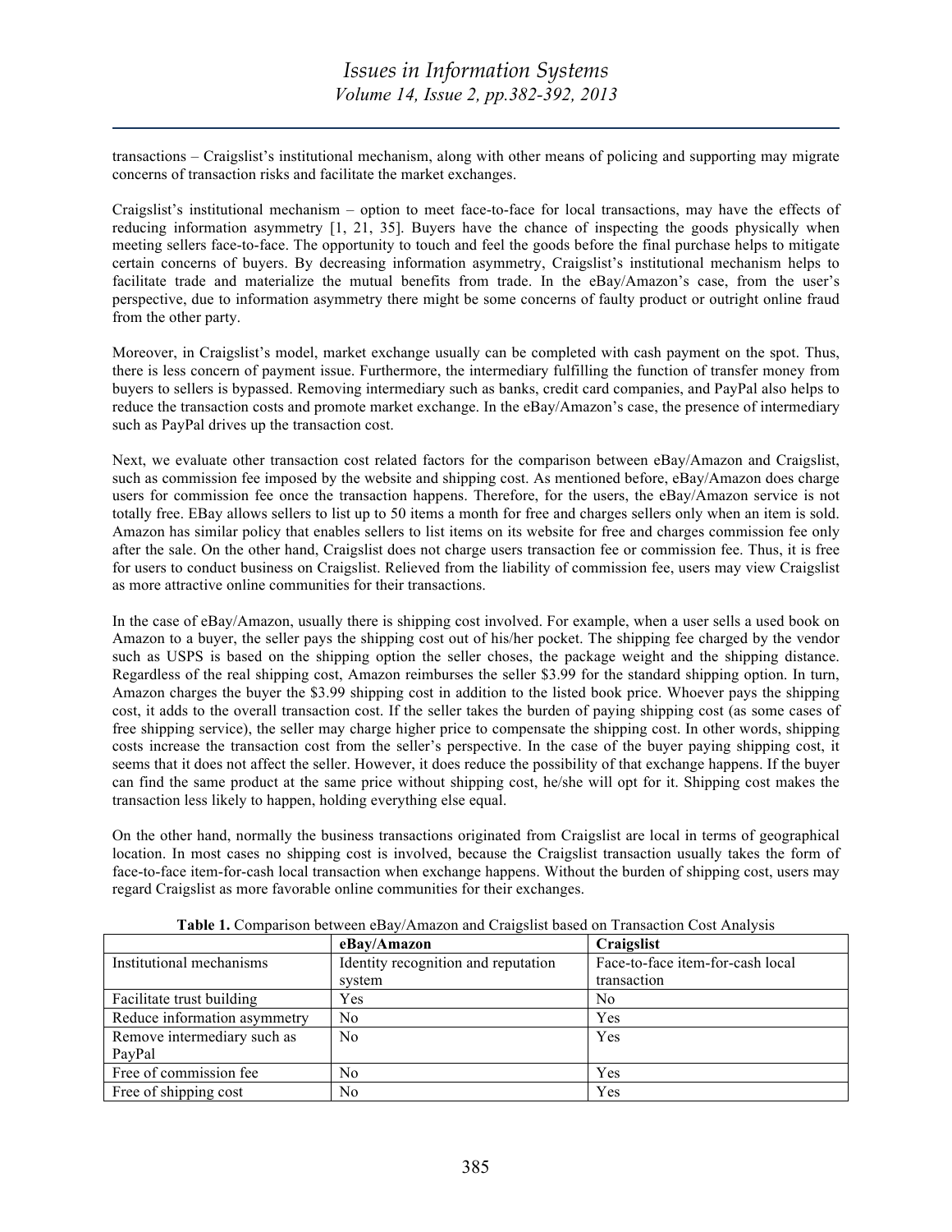transactions – Craigslist's institutional mechanism, along with other means of policing and supporting may migrate concerns of transaction risks and facilitate the market exchanges.

Craigslist's institutional mechanism – option to meet face-to-face for local transactions, may have the effects of reducing information asymmetry [1, 21, 35]. Buyers have the chance of inspecting the goods physically when meeting sellers face-to-face. The opportunity to touch and feel the goods before the final purchase helps to mitigate certain concerns of buyers. By decreasing information asymmetry, Craigslist's institutional mechanism helps to facilitate trade and materialize the mutual benefits from trade. In the eBay/Amazon's case, from the user's perspective, due to information asymmetry there might be some concerns of faulty product or outright online fraud from the other party.

Moreover, in Craigslist's model, market exchange usually can be completed with cash payment on the spot. Thus, there is less concern of payment issue. Furthermore, the intermediary fulfilling the function of transfer money from buyers to sellers is bypassed. Removing intermediary such as banks, credit card companies, and PayPal also helps to reduce the transaction costs and promote market exchange. In the eBay/Amazon's case, the presence of intermediary such as PayPal drives up the transaction cost.

Next, we evaluate other transaction cost related factors for the comparison between eBay/Amazon and Craigslist, such as commission fee imposed by the website and shipping cost. As mentioned before, eBay/Amazon does charge users for commission fee once the transaction happens. Therefore, for the users, the eBay/Amazon service is not totally free. EBay allows sellers to list up to 50 items a month for free and charges sellers only when an item is sold. Amazon has similar policy that enables sellers to list items on its website for free and charges commission fee only after the sale. On the other hand, Craigslist does not charge users transaction fee or commission fee. Thus, it is free for users to conduct business on Craigslist. Relieved from the liability of commission fee, users may view Craigslist as more attractive online communities for their transactions.

In the case of eBay/Amazon, usually there is shipping cost involved. For example, when a user sells a used book on Amazon to a buyer, the seller pays the shipping cost out of his/her pocket. The shipping fee charged by the vendor such as USPS is based on the shipping option the seller choses, the package weight and the shipping distance. Regardless of the real shipping cost, Amazon reimburses the seller $3.99 for the standard shipping option. In turn, Amazon charges the buyer the $3.99 shipping cost in addition to the listed book price. Whoever pays the shipping cost, it adds to the overall transaction cost. If the seller takes the burden of paying shipping cost (as some cases of free shipping service), the seller may charge higher price to compensate the shipping cost. In other words, shipping costs increase the transaction cost from the seller's perspective. In the case of the buyer paying shipping cost, it seems that it does not affect the seller. However, it does reduce the possibility of that exchange happens. If the buyer can find the same product at the same price without shipping cost, he/she will opt for it. Shipping cost makes the transaction less likely to happen, holding everything else equal.

On the other hand, normally the business transactions originated from Craigslist are local in terms of geographical location. In most cases no shipping cost is involved, because the Craigslist transaction usually takes the form of face-to-face item-for-cash local transaction when exchange happens. Without the burden of shipping cost, users may regard Craigslist as more favorable online communities for their exchanges.

**Table 1.** Comparison between eBay/Amazon and Craigslist based on Transaction Cost Analysis

| | eBay/Amazon | Craigslist |
|---|---|---|
| Institutional mechanisms | Identity recognition and reputation system | Face-to-face item-for-cash local transaction |
| Facilitate trust building | Yes | No |
| Reduce information asymmetry | No | Yes |
| Remove intermediary such as PayPal | No | Yes |
| Free of commission fee | No | Yes |
| Free of shipping cost | No | Yes |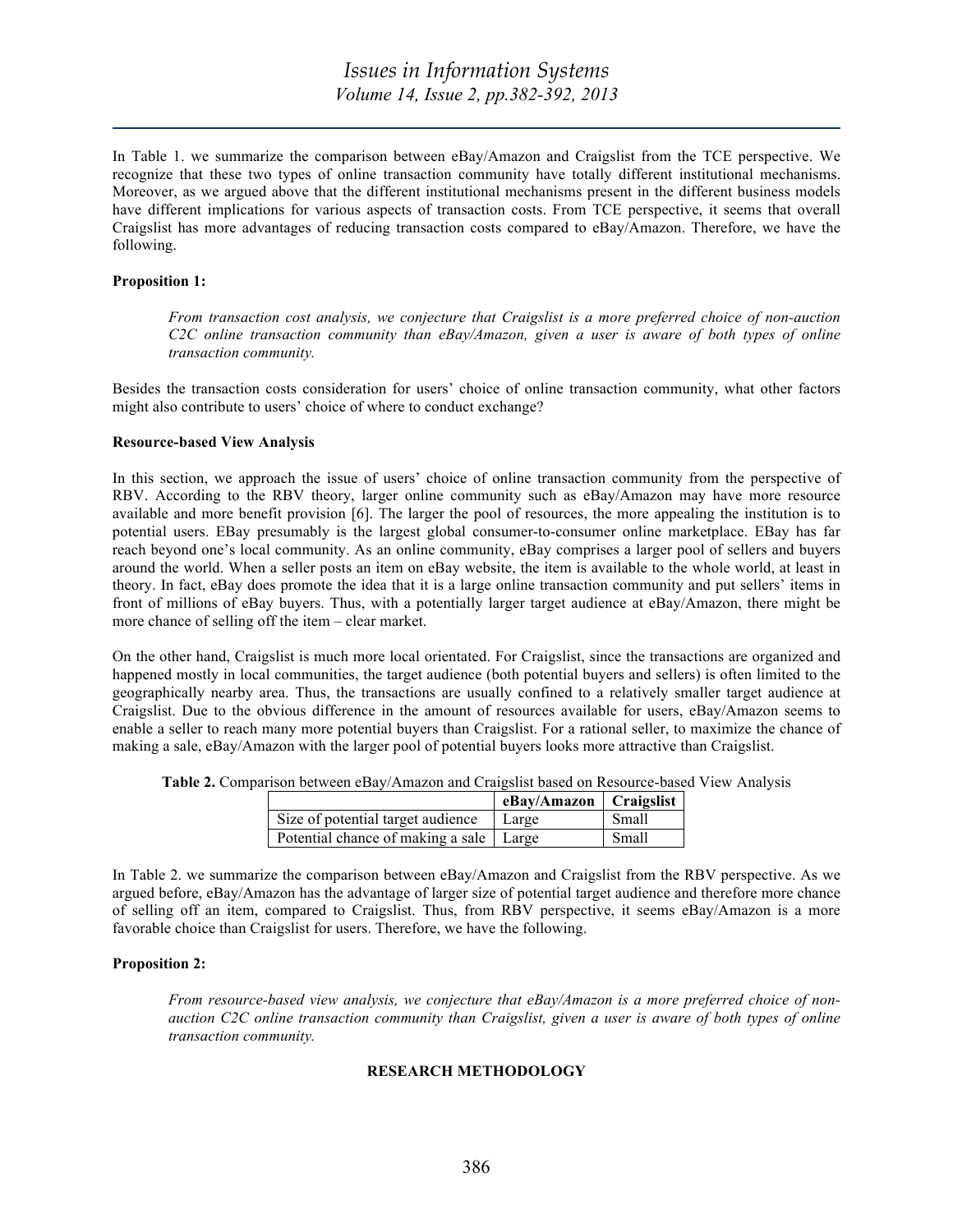In Table 1. we summarize the comparison between eBay/Amazon and Craigslist from the TCE perspective. We recognize that these two types of online transaction community have totally different institutional mechanisms. Moreover, as we argued above that the different institutional mechanisms present in the different business models have different implications for various aspects of transaction costs. From TCE perspective, it seems that overall Craigslist has more advantages of reducing transaction costs compared to eBay/Amazon. Therefore, we have the following.

**Proposition 1:**

> *From transaction cost analysis, we conjecture that Craigslist is a more preferred choice of non-auction C2C online transaction community than eBay/Amazon, given a user is aware of both types of online transaction community.*

Besides the transaction costs consideration for users' choice of online transaction community, what other factors might also contribute to users' choice of where to conduct exchange?

**Resource-based View Analysis**

In this section, we approach the issue of users' choice of online transaction community from the perspective of RBV. According to the RBV theory, larger online community such as eBay/Amazon may have more resource available and more benefit provision [6]. The larger the pool of resources, the more appealing the institution is to potential users. EBay presumably is the largest global consumer-to-consumer online marketplace. EBay has far reach beyond one's local community. As an online community, eBay comprises a larger pool of sellers and buyers around the world. When a seller posts an item on eBay website, the item is available to the whole world, at least in theory. In fact, eBay does promote the idea that it is a large online transaction community and put sellers' items in front of millions of eBay buyers. Thus, with a potentially larger target audience at eBay/Amazon, there might be more chance of selling off the item – clear market.

On the other hand, Craigslist is much more local orientated. For Craigslist, since the transactions are organized and happened mostly in local communities, the target audience (both potential buyers and sellers) is often limited to the geographically nearby area. Thus, the transactions are usually confined to a relatively smaller target audience at Craigslist. Due to the obvious difference in the amount of resources available for users, eBay/Amazon seems to enable a seller to reach many more potential buyers than Craigslist. For a rational seller, to maximize the chance of making a sale, eBay/Amazon with the larger pool of potential buyers looks more attractive than Craigslist.

**Table 2.** Comparison between eBay/Amazon and Craigslist based on Resource-based View Analysis

| | **eBay/Amazon** | **Craigslist** |
|---|---|---|
| Size of potential target audience | Large | Small |
| Potential chance of making a sale | Large | Small |

In Table 2. we summarize the comparison between eBay/Amazon and Craigslist from the RBV perspective. As we argued before, eBay/Amazon has the advantage of larger size of potential target audience and therefore more chance of selling off an item, compared to Craigslist. Thus, from RBV perspective, it seems eBay/Amazon is a more favorable choice than Craigslist for users. Therefore, we have the following.

**Proposition 2:**

> *From resource-based view analysis, we conjecture that eBay/Amazon is a more preferred choice of non-auction C2C online transaction community than Craigslist, given a user is aware of both types of online transaction community.*

## RESEARCH METHODOLOGY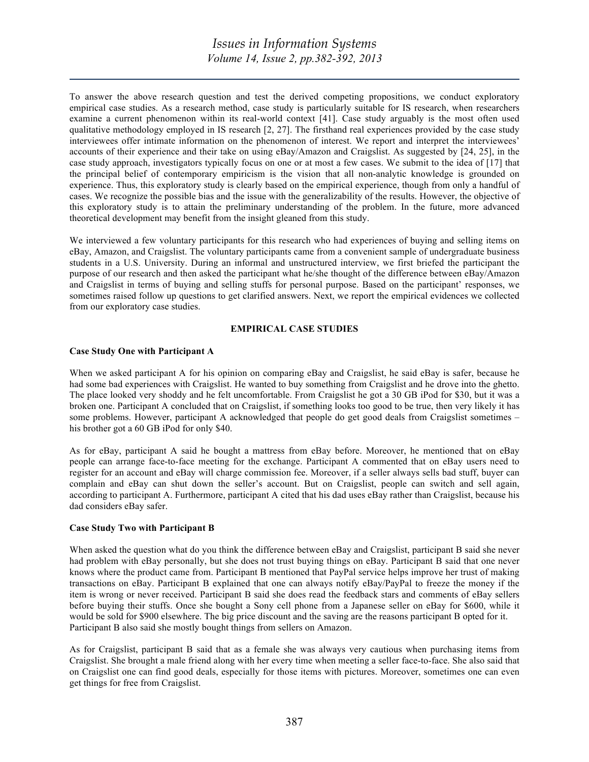To answer the above research question and test the derived competing propositions, we conduct exploratory empirical case studies. As a research method, case study is particularly suitable for IS research, when researchers examine a current phenomenon within its real-world context [41]. Case study arguably is the most often used qualitative methodology employed in IS research [2, 27]. The firsthand real experiences provided by the case study interviewees offer intimate information on the phenomenon of interest. We report and interpret the interviewees' accounts of their experience and their take on using eBay/Amazon and Craigslist. As suggested by [24, 25], in the case study approach, investigators typically focus on one or at most a few cases. We submit to the idea of [17] that the principal belief of contemporary empiricism is the vision that all non-analytic knowledge is grounded on experience. Thus, this exploratory study is clearly based on the empirical experience, though from only a handful of cases. We recognize the possible bias and the issue with the generalizability of the results. However, the objective of this exploratory study is to attain the preliminary understanding of the problem. In the future, more advanced theoretical development may benefit from the insight gleaned from this study.

We interviewed a few voluntary participants for this research who had experiences of buying and selling items on eBay, Amazon, and Craigslist. The voluntary participants came from a convenient sample of undergraduate business students in a U.S. University. During an informal and unstructured interview, we first briefed the participant the purpose of our research and then asked the participant what he/she thought of the difference between eBay/Amazon and Craigslist in terms of buying and selling stuffs for personal purpose. Based on the participant' responses, we sometimes raised follow up questions to get clarified answers. Next, we report the empirical evidences we collected from our exploratory case studies.

## EMPIRICAL CASE STUDIES

### Case Study One with Participant A

When we asked participant A for his opinion on comparing eBay and Craigslist, he said eBay is safer, because he had some bad experiences with Craigslist. He wanted to buy something from Craigslist and he drove into the ghetto. The place looked very shoddy and he felt uncomfortable. From Craigslist he got a 30 GB iPod for $30, but it was a broken one. Participant A concluded that on Craigslist, if something looks too good to be true, then very likely it has some problems. However, participant A acknowledged that people do get good deals from Craigslist sometimes – his brother got a 60 GB iPod for only $40.

As for eBay, participant A said he bought a mattress from eBay before. Moreover, he mentioned that on eBay people can arrange face-to-face meeting for the exchange. Participant A commented that on eBay users need to register for an account and eBay will charge commission fee. Moreover, if a seller always sells bad stuff, buyer can complain and eBay can shut down the seller's account. But on Craigslist, people can switch and sell again, according to participant A. Furthermore, participant A cited that his dad uses eBay rather than Craigslist, because his dad considers eBay safer.

### Case Study Two with Participant B

When asked the question what do you think the difference between eBay and Craigslist, participant B said she never had problem with eBay personally, but she does not trust buying things on eBay. Participant B said that one never knows where the product came from. Participant B mentioned that PayPal service helps improve her trust of making transactions on eBay. Participant B explained that one can always notify eBay/PayPal to freeze the money if the item is wrong or never received. Participant B said she does read the feedback stars and comments of eBay sellers before buying their stuffs. Once she bought a Sony cell phone from a Japanese seller on eBay for $600, while it would be sold for $900 elsewhere. The big price discount and the saving are the reasons participant B opted for it. Participant B also said she mostly bought things from sellers on Amazon.

As for Craigslist, participant B said that as a female she was always very cautious when purchasing items from Craigslist. She brought a male friend along with her every time when meeting a seller face-to-face. She also said that on Craigslist one can find good deals, especially for those items with pictures. Moreover, sometimes one can even get things for free from Craigslist.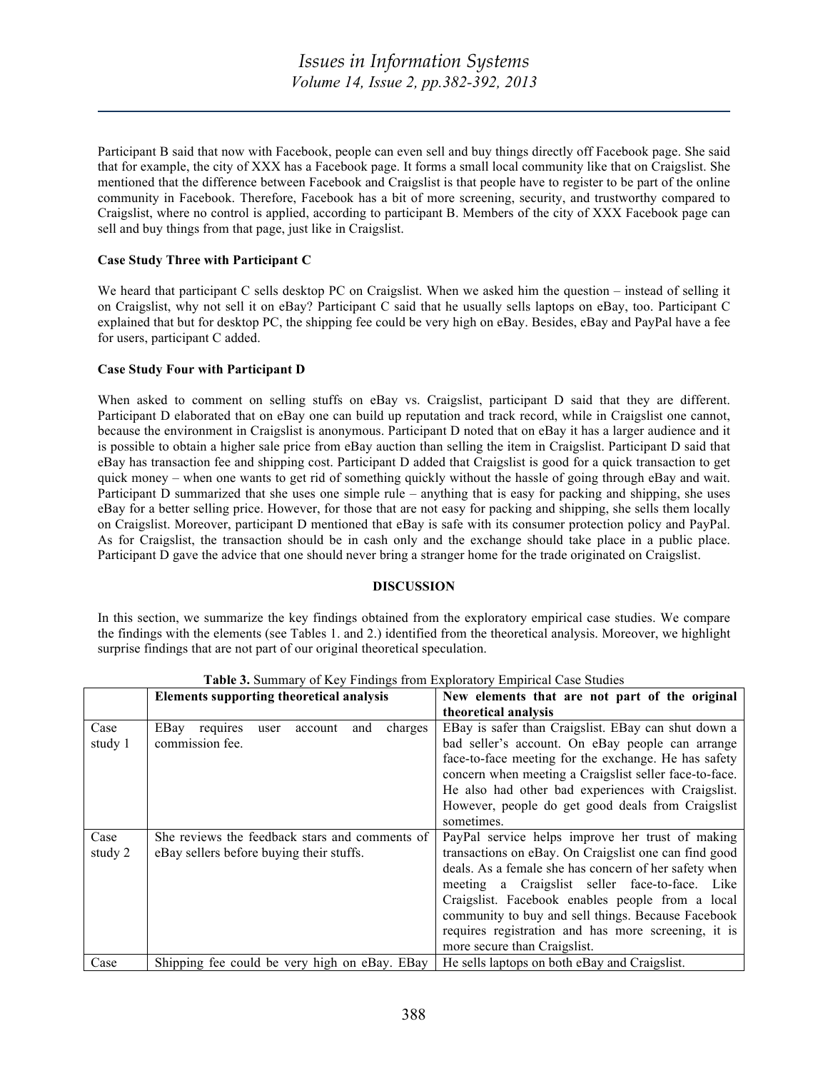Participant B said that now with Facebook, people can even sell and buy things directly off Facebook page. She said that for example, the city of XXX has a Facebook page. It forms a small local community like that on Craigslist. She mentioned that the difference between Facebook and Craigslist is that people have to register to be part of the online community in Facebook. Therefore, Facebook has a bit of more screening, security, and trustworthy compared to Craigslist, where no control is applied, according to participant B. Members of the city of XXX Facebook page can sell and buy things from that page, just like in Craigslist.

**Case Study Three with Participant C**

We heard that participant C sells desktop PC on Craigslist. When we asked him the question – instead of selling it on Craigslist, why not sell it on eBay? Participant C said that he usually sells laptops on eBay, too. Participant C explained that but for desktop PC, the shipping fee could be very high on eBay. Besides, eBay and PayPal have a fee for users, participant C added.

**Case Study Four with Participant D**

When asked to comment on selling stuffs on eBay vs. Craigslist, participant D said that they are different. Participant D elaborated that on eBay one can build up reputation and track record, while in Craigslist one cannot, because the environment in Craigslist is anonymous. Participant D noted that on eBay it has a larger audience and it is possible to obtain a higher sale price from eBay auction than selling the item in Craigslist. Participant D said that eBay has transaction fee and shipping cost. Participant D added that Craigslist is good for a quick transaction to get quick money – when one wants to get rid of something quickly without the hassle of going through eBay and wait. Participant D summarized that she uses one simple rule – anything that is easy for packing and shipping, she uses eBay for a better selling price. However, for those that are not easy for packing and shipping, she sells them locally on Craigslist. Moreover, participant D mentioned that eBay is safe with its consumer protection policy and PayPal. As for Craigslist, the transaction should be in cash only and the exchange should take place in a public place. Participant D gave the advice that one should never bring a stranger home for the trade originated on Craigslist.

## DISCUSSION

In this section, we summarize the key findings obtained from the exploratory empirical case studies. We compare the findings with the elements (see Tables 1. and 2.) identified from the theoretical analysis. Moreover, we highlight surprise findings that are not part of our original theoretical speculation.

**Table 3.** Summary of Key Findings from Exploratory Empirical Case Studies

| | Elements supporting theoretical analysis | New elements that are not part of the original theoretical analysis |
|---|---|---|
| Case study 1 | EBay requires user account and charges commission fee. | EBay is safer than Craigslist. EBay can shut down a bad seller's account. On eBay people can arrange face-to-face meeting for the exchange. He has safety concern when meeting a Craigslist seller face-to-face. He also had other bad experiences with Craigslist. However, people do get good deals from Craigslist sometimes. |
| Case study 2 | She reviews the feedback stars and comments of eBay sellers before buying their stuffs. | PayPal service helps improve her trust of making transactions on eBay. On Craigslist one can find good deals. As a female she has concern of her safety when meeting a Craigslist seller face-to-face. Like Craigslist. Facebook enables people from a local community to buy and sell things. Because Facebook requires registration and has more screening, it is more secure than Craigslist. |
| Case | Shipping fee could be very high on eBay. EBay | He sells laptops on both eBay and Craigslist. |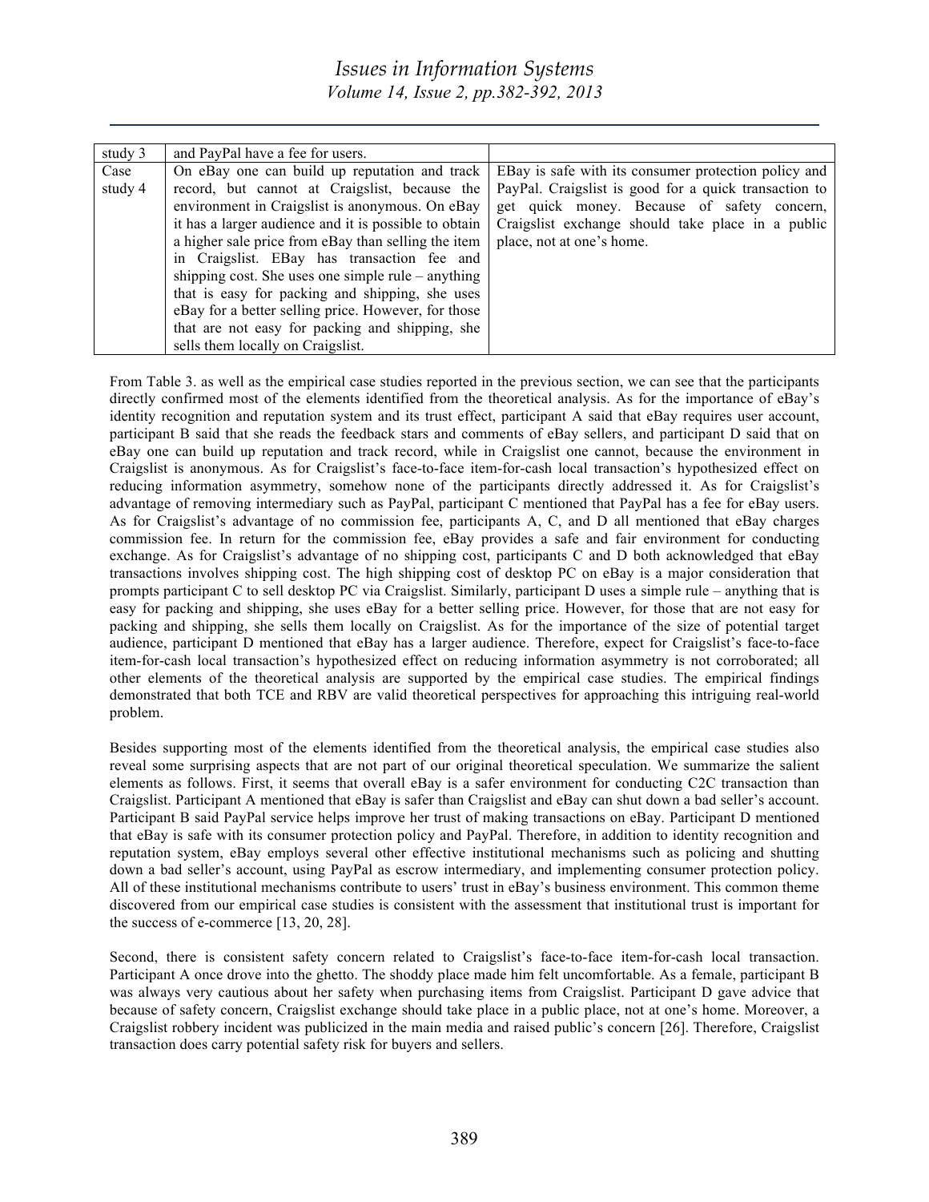| study 3 | and PayPal have a fee for users. | |
|---|---|---|
| Case study 4 | On eBay one can build up reputation and track record, but cannot at Craigslist, because the environment in Craigslist is anonymous. On eBay it has a larger audience and it is possible to obtain a higher sale price from eBay than selling the item in Craigslist. EBay has transaction fee and shipping cost. She uses one simple rule – anything that is easy for packing and shipping, she uses eBay for a better selling price. However, for those that are not easy for packing and shipping, she sells them locally on Craigslist. | EBay is safe with its consumer protection policy and PayPal. Craigslist is good for a quick transaction to get quick money. Because of safety concern, Craigslist exchange should take place in a public place, not at one's home. |

From Table 3. as well as the empirical case studies reported in the previous section, we can see that the participants directly confirmed most of the elements identified from the theoretical analysis. As for the importance of eBay's identity recognition and reputation system and its trust effect, participant A said that eBay requires user account, participant B said that she reads the feedback stars and comments of eBay sellers, and participant D said that on eBay one can build up reputation and track record, while in Craigslist one cannot, because the environment in Craigslist is anonymous. As for Craigslist's face-to-face item-for-cash local transaction's hypothesized effect on reducing information asymmetry, somehow none of the participants directly addressed it. As for Craigslist's advantage of removing intermediary such as PayPal, participant C mentioned that PayPal has a fee for eBay users. As for Craigslist's advantage of no commission fee, participants A, C, and D all mentioned that eBay charges commission fee. In return for the commission fee, eBay provides a safe and fair environment for conducting exchange. As for Craigslist's advantage of no shipping cost, participants C and D both acknowledged that eBay transactions involves shipping cost. The high shipping cost of desktop PC on eBay is a major consideration that prompts participant C to sell desktop PC via Craigslist. Similarly, participant D uses a simple rule – anything that is easy for packing and shipping, she uses eBay for a better selling price. However, for those that are not easy for packing and shipping, she sells them locally on Craigslist. As for the importance of the size of potential target audience, participant D mentioned that eBay has a larger audience. Therefore, expect for Craigslist's face-to-face item-for-cash local transaction's hypothesized effect on reducing information asymmetry is not corroborated; all other elements of the theoretical analysis are supported by the empirical case studies. The empirical findings demonstrated that both TCE and RBV are valid theoretical perspectives for approaching this intriguing real-world problem.

Besides supporting most of the elements identified from the theoretical analysis, the empirical case studies also reveal some surprising aspects that are not part of our original theoretical speculation. We summarize the salient elements as follows. First, it seems that overall eBay is a safer environment for conducting C2C transaction than Craigslist. Participant A mentioned that eBay is safer than Craigslist and eBay can shut down a bad seller's account. Participant B said PayPal service helps improve her trust of making transactions on eBay. Participant D mentioned that eBay is safe with its consumer protection policy and PayPal. Therefore, in addition to identity recognition and reputation system, eBay employs several other effective institutional mechanisms such as policing and shutting down a bad seller's account, using PayPal as escrow intermediary, and implementing consumer protection policy. All of these institutional mechanisms contribute to users' trust in eBay's business environment. This common theme discovered from our empirical case studies is consistent with the assessment that institutional trust is important for the success of e-commerce [13, 20, 28].

Second, there is consistent safety concern related to Craigslist's face-to-face item-for-cash local transaction. Participant A once drove into the ghetto. The shoddy place made him felt uncomfortable. As a female, participant B was always very cautious about her safety when purchasing items from Craigslist. Participant D gave advice that because of safety concern, Craigslist exchange should take place in a public place, not at one's home. Moreover, a Craigslist robbery incident was publicized in the main media and raised public's concern [26]. Therefore, Craigslist transaction does carry potential safety risk for buyers and sellers.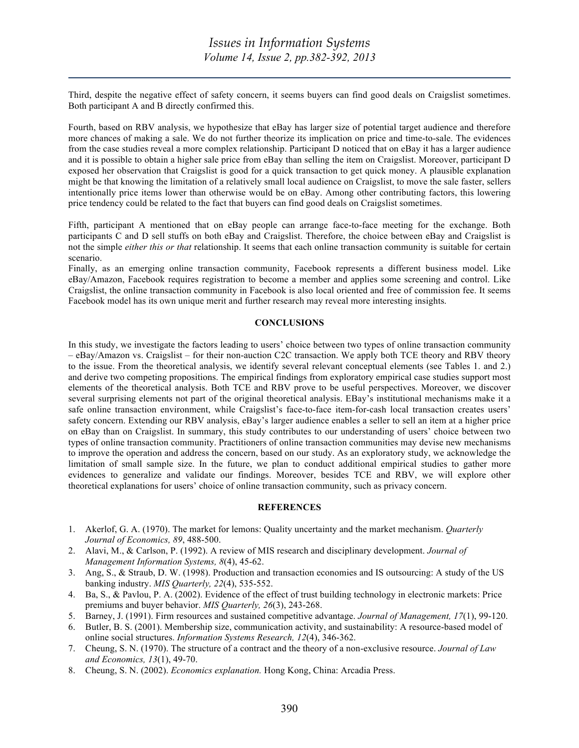Third, despite the negative effect of safety concern, it seems buyers can find good deals on Craigslist sometimes. Both participant A and B directly confirmed this.

Fourth, based on RBV analysis, we hypothesize that eBay has larger size of potential target audience and therefore more chances of making a sale. We do not further theorize its implication on price and time-to-sale. The evidences from the case studies reveal a more complex relationship. Participant D noticed that on eBay it has a larger audience and it is possible to obtain a higher sale price from eBay than selling the item on Craigslist. Moreover, participant D exposed her observation that Craigslist is good for a quick transaction to get quick money. A plausible explanation might be that knowing the limitation of a relatively small local audience on Craigslist, to move the sale faster, sellers intentionally price items lower than otherwise would be on eBay. Among other contributing factors, this lowering price tendency could be related to the fact that buyers can find good deals on Craigslist sometimes.

Fifth, participant A mentioned that on eBay people can arrange face-to-face meeting for the exchange. Both participants C and D sell stuffs on both eBay and Craigslist. Therefore, the choice between eBay and Craigslist is not the simple *either this or that* relationship. It seems that each online transaction community is suitable for certain scenario.

Finally, as an emerging online transaction community, Facebook represents a different business model. Like eBay/Amazon, Facebook requires registration to become a member and applies some screening and control. Like Craigslist, the online transaction community in Facebook is also local oriented and free of commission fee. It seems Facebook model has its own unique merit and further research may reveal more interesting insights.

## CONCLUSIONS

In this study, we investigate the factors leading to users' choice between two types of online transaction community – eBay/Amazon vs. Craigslist – for their non-auction C2C transaction. We apply both TCE theory and RBV theory to the issue. From the theoretical analysis, we identify several relevant conceptual elements (see Tables 1. and 2.) and derive two competing propositions. The empirical findings from exploratory empirical case studies support most elements of the theoretical analysis. Both TCE and RBV prove to be useful perspectives. Moreover, we discover several surprising elements not part of the original theoretical analysis. EBay's institutional mechanisms make it a safe online transaction environment, while Craigslist's face-to-face item-for-cash local transaction creates users' safety concern. Extending our RBV analysis, eBay's larger audience enables a seller to sell an item at a higher price on eBay than on Craigslist. In summary, this study contributes to our understanding of users' choice between two types of online transaction community. Practitioners of online transaction communities may devise new mechanisms to improve the operation and address the concern, based on our study. As an exploratory study, we acknowledge the limitation of small sample size. In the future, we plan to conduct additional empirical studies to gather more evidences to generalize and validate our findings. Moreover, besides TCE and RBV, we will explore other theoretical explanations for users' choice of online transaction community, such as privacy concern.

## REFERENCES

1. Akerlof, G. A. (1970). The market for lemons: Quality uncertainty and the market mechanism. *Quarterly Journal of Economics, 89*, 488-500.
2. Alavi, M., & Carlson, P. (1992). A review of MIS research and disciplinary development. *Journal of Management Information Systems, 8*(4), 45-62.
3. Ang, S., & Straub, D. W. (1998). Production and transaction economies and IS outsourcing: A study of the US banking industry. *MIS Quarterly, 22*(4), 535-552.
4. Ba, S., & Pavlou, P. A. (2002). Evidence of the effect of trust building technology in electronic markets: Price premiums and buyer behavior. *MIS Quarterly, 26*(3), 243-268.
5. Barney, J. (1991). Firm resources and sustained competitive advantage. *Journal of Management, 17*(1), 99-120.
6. Butler, B. S. (2001). Membership size, communication activity, and sustainability: A resource-based model of online social structures. *Information Systems Research, 12*(4), 346-362.
7. Cheung, S. N. (1970). The structure of a contract and the theory of a non-exclusive resource. *Journal of Law and Economics, 13*(1), 49-70.
8. Cheung, S. N. (2002). *Economics explanation.* Hong Kong, China: Arcadia Press.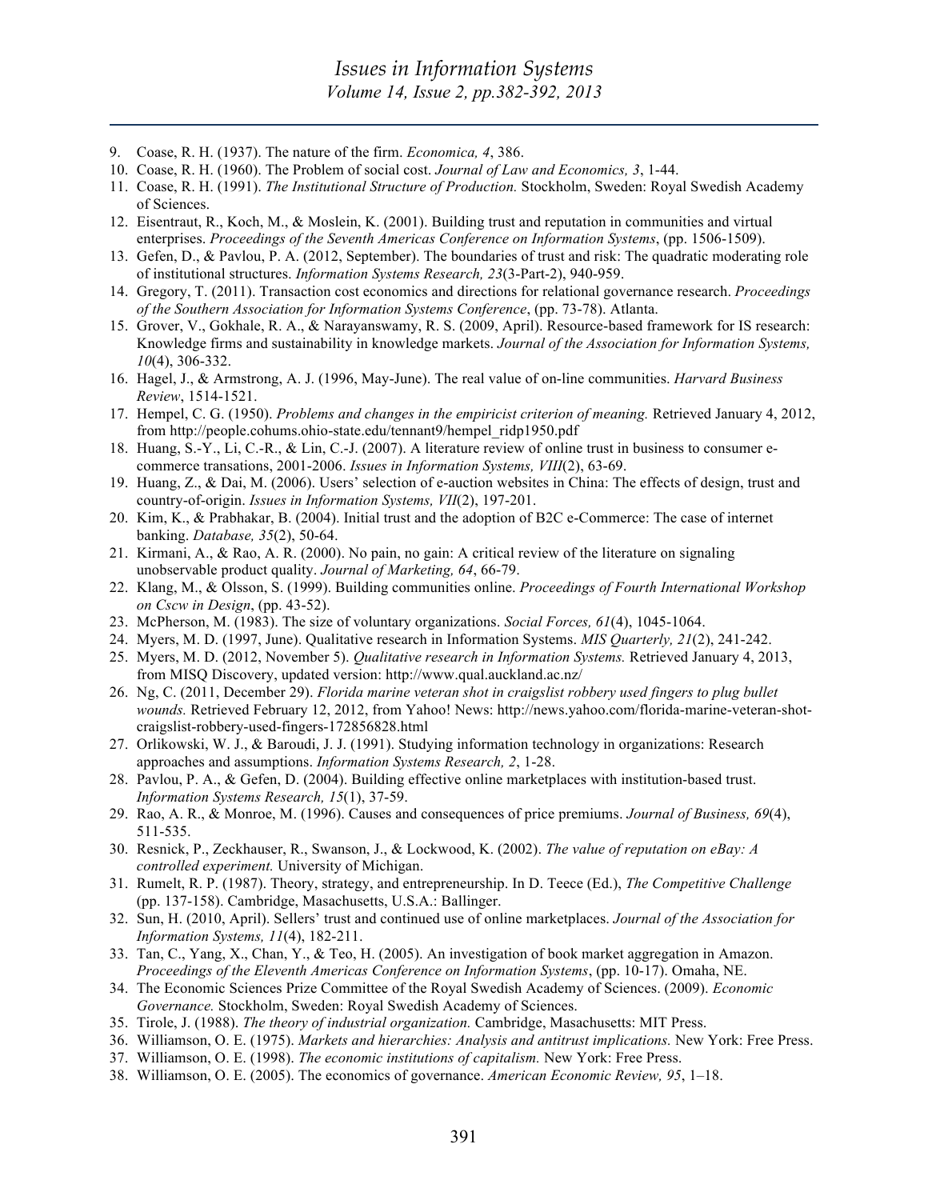9. Coase, R. H. (1937). The nature of the firm. *Economica, 4*, 386.
10. Coase, R. H. (1960). The Problem of social cost. *Journal of Law and Economics, 3*, 1-44.
11. Coase, R. H. (1991). *The Institutional Structure of Production.* Stockholm, Sweden: Royal Swedish Academy of Sciences.
12. Eisentraut, R., Koch, M., & Moslein, K. (2001). Building trust and reputation in communities and virtual enterprises. *Proceedings of the Seventh Americas Conference on Information Systems*, (pp. 1506-1509).
13. Gefen, D., & Pavlou, P. A. (2012, September). The boundaries of trust and risk: The quadratic moderating role of institutional structures. *Information Systems Research, 23*(3-Part-2), 940-959.
14. Gregory, T. (2011). Transaction cost economics and directions for relational governance research. *Proceedings of the Southern Association for Information Systems Conference*, (pp. 73-78). Atlanta.
15. Grover, V., Gokhale, R. A., & Narayanswamy, R. S. (2009, April). Resource-based framework for IS research: Knowledge firms and sustainability in knowledge markets. *Journal of the Association for Information Systems, 10*(4), 306-332.
16. Hagel, J., & Armstrong, A. J. (1996, May-June). The real value of on-line communities. *Harvard Business Review*, 1514-1521.
17. Hempel, C. G. (1950). *Problems and changes in the empiricist criterion of meaning.* Retrieved January 4, 2012, from http://people.cohums.ohio-state.edu/tennant9/hempel_ridp1950.pdf
18. Huang, S.-Y., Li, C.-R., & Lin, C.-J. (2007). A literature review of online trust in business to consumer e-commerce transations, 2001-2006. *Issues in Information Systems, VIII*(2), 63-69.
19. Huang, Z., & Dai, M. (2006). Users' selection of e-auction websites in China: The effects of design, trust and country-of-origin. *Issues in Information Systems, VII*(2), 197-201.
20. Kim, K., & Prabhakar, B. (2004). Initial trust and the adoption of B2C e-Commerce: The case of internet banking. *Database, 35*(2), 50-64.
21. Kirmani, A., & Rao, A. R. (2000). No pain, no gain: A critical review of the literature on signaling unobservable product quality. *Journal of Marketing, 64*, 66-79.
22. Klang, M., & Olsson, S. (1999). Building communities online. *Proceedings of Fourth International Workshop on Cscw in Design*, (pp. 43-52).
23. McPherson, M. (1983). The size of voluntary organizations. *Social Forces, 61*(4), 1045-1064.
24. Myers, M. D. (1997, June). Qualitative research in Information Systems. *MIS Quarterly, 21*(2), 241-242.
25. Myers, M. D. (2012, November 5). *Qualitative research in Information Systems.* Retrieved January 4, 2013, from MISQ Discovery, updated version: http://www.qual.auckland.ac.nz/
26. Ng, C. (2011, December 29). *Florida marine veteran shot in craigslist robbery used fingers to plug bullet wounds.* Retrieved February 12, 2012, from Yahoo! News: http://news.yahoo.com/florida-marine-veteran-shot-craigslist-robbery-used-fingers-172856828.html
27. Orlikowski, W. J., & Baroudi, J. J. (1991). Studying information technology in organizations: Research approaches and assumptions. *Information Systems Research, 2*, 1-28.
28. Pavlou, P. A., & Gefen, D. (2004). Building effective online marketplaces with institution-based trust. *Information Systems Research, 15*(1), 37-59.
29. Rao, A. R., & Monroe, M. (1996). Causes and consequences of price premiums. *Journal of Business, 69*(4), 511-535.
30. Resnick, P., Zeckhauser, R., Swanson, J., & Lockwood, K. (2002). *The value of reputation on eBay: A controlled experiment.* University of Michigan.
31. Rumelt, R. P. (1987). Theory, strategy, and entrepreneurship. In D. Teece (Ed.), *The Competitive Challenge* (pp. 137-158). Cambridge, Masachusetts, U.S.A.: Ballinger.
32. Sun, H. (2010, April). Sellers' trust and continued use of online marketplaces. *Journal of the Association for Information Systems, 11*(4), 182-211.
33. Tan, C., Yang, X., Chan, Y., & Teo, H. (2005). An investigation of book market aggregation in Amazon. *Proceedings of the Eleventh Americas Conference on Information Systems*, (pp. 10-17). Omaha, NE.
34. The Economic Sciences Prize Committee of the Royal Swedish Academy of Sciences. (2009). *Economic Governance.* Stockholm, Sweden: Royal Swedish Academy of Sciences.
35. Tirole, J. (1988). *The theory of industrial organization.* Cambridge, Masachusetts: MIT Press.
36. Williamson, O. E. (1975). *Markets and hierarchies: Analysis and antitrust implications.* New York: Free Press.
37. Williamson, O. E. (1998). *The economic institutions of capitalism.* New York: Free Press.
38. Williamson, O. E. (2005). The economics of governance. *American Economic Review, 95*, 1–18.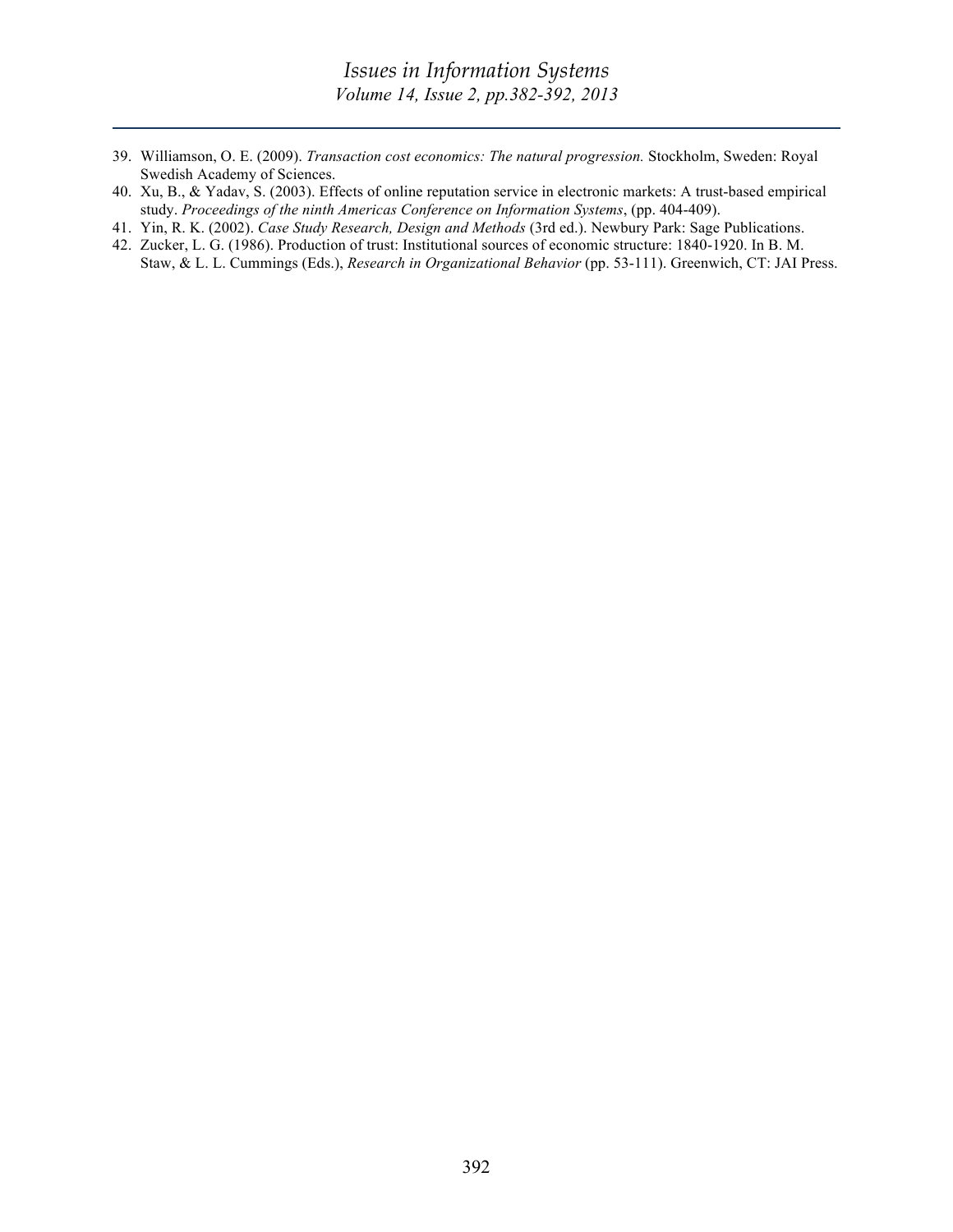39. Williamson, O. E. (2009). *Transaction cost economics: The natural progression.* Stockholm, Sweden: Royal Swedish Academy of Sciences.
40. Xu, B., & Yadav, S. (2003). Effects of online reputation service in electronic markets: A trust-based empirical study. *Proceedings of the ninth Americas Conference on Information Systems*, (pp. 404-409).
41. Yin, R. K. (2002). *Case Study Research, Design and Methods* (3rd ed.). Newbury Park: Sage Publications.
42. Zucker, L. G. (1986). Production of trust: Institutional sources of economic structure: 1840-1920. In B. M. Staw, & L. L. Cummings (Eds.), *Research in Organizational Behavior* (pp. 53-111). Greenwich, CT: JAI Press.